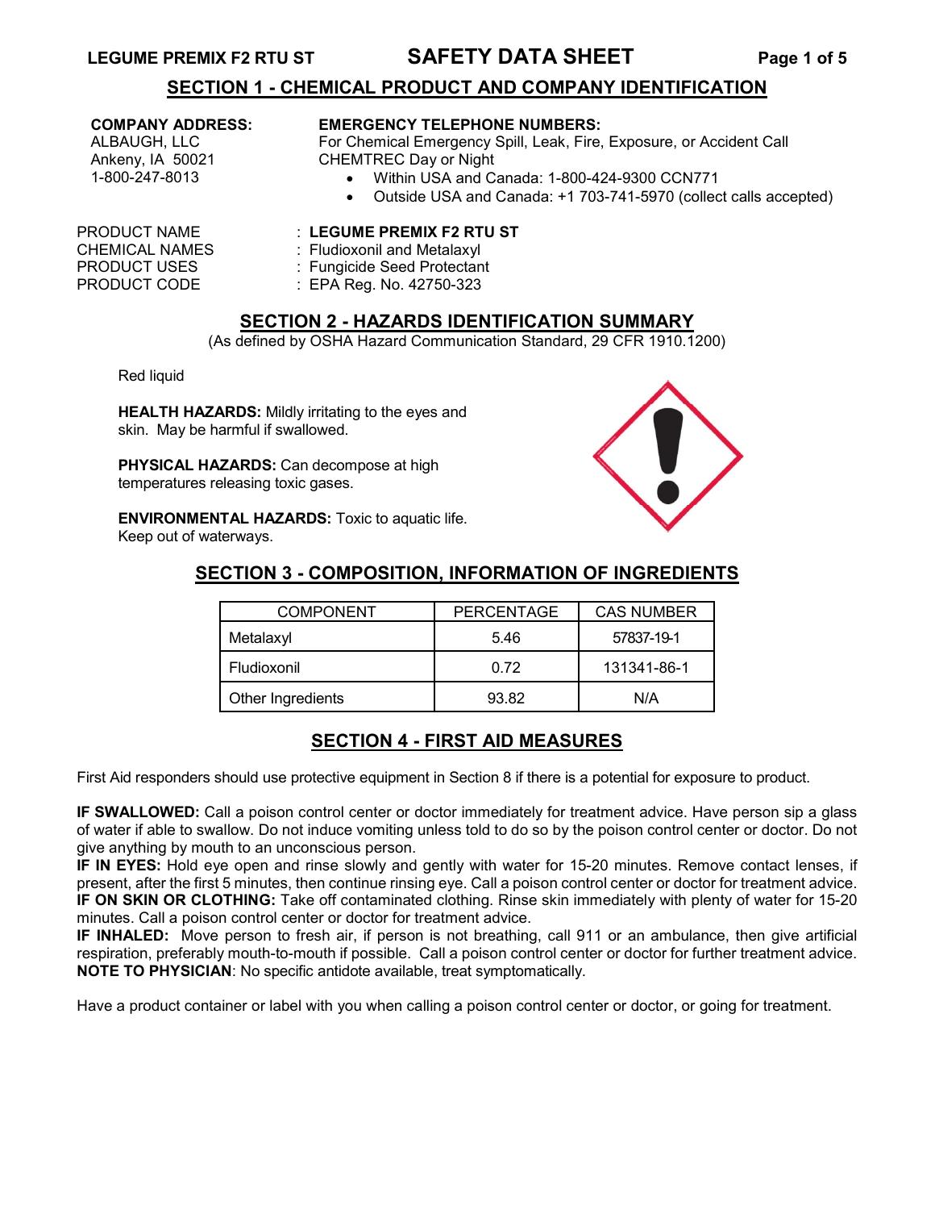# SAFETY DATA SHEET

## SECTION 1 - CHEMICAL PRODUCT AND COMPANY IDENTIFICATION

**COMPANY ADDRESS:**
ALBAUGH, LLC
Ankeny, IA 50021
1-800-247-8013

**EMERGENCY TELEPHONE NUMBERS:**
For Chemical Emergency Spill, Leak, Fire, Exposure, or Accident Call CHEMTREC Day or Night

- Within USA and Canada: 1-800-424-9300 CCN771
- Outside USA and Canada: +1 703-741-5970 (collect calls accepted)

PRODUCT NAME : **LEGUME PREMIX F2 RTU ST**
CHEMICAL NAMES : Fludioxonil and Metalaxyl
PRODUCT USES : Fungicide Seed Protectant
PRODUCT CODE : EPA Reg. No. 42750-323

## SECTION 2 - HAZARDS IDENTIFICATION SUMMARY

(As defined by OSHA Hazard Communication Standard, 29 CFR 1910.1200)

Red liquid

**HEALTH HAZARDS:** Mildly irritating to the eyes and skin. May be harmful if swallowed.

**PHYSICAL HAZARDS:** Can decompose at high temperatures releasing toxic gases.

**ENVIRONMENTAL HAZARDS:** Toxic to aquatic life. Keep out of waterways.

## SECTION 3 - COMPOSITION, INFORMATION OF INGREDIENTS

| COMPONENT | PERCENTAGE | CAS NUMBER |
|---|---|---|
| Metalaxyl | 5.46 | 57837-19-1 |
| Fludioxonil | 0.72 | 131341-86-1 |
| Other Ingredients | 93.82 | N/A |

## SECTION 4 - FIRST AID MEASURES

First Aid responders should use protective equipment in Section 8 if there is a potential for exposure to product.

**IF SWALLOWED:** Call a poison control center or doctor immediately for treatment advice. Have person sip a glass of water if able to swallow. Do not induce vomiting unless told to do so by the poison control center or doctor. Do not give anything by mouth to an unconscious person.
**IF IN EYES:** Hold eye open and rinse slowly and gently with water for 15-20 minutes. Remove contact lenses, if present, after the first 5 minutes, then continue rinsing eye. Call a poison control center or doctor for treatment advice.
**IF ON SKIN OR CLOTHING:** Take off contaminated clothing. Rinse skin immediately with plenty of water for 15-20 minutes. Call a poison control center or doctor for treatment advice.
**IF INHALED:** Move person to fresh air, if person is not breathing, call 911 or an ambulance, then give artificial respiration, preferably mouth-to-mouth if possible. Call a poison control center or doctor for further treatment advice.
**NOTE TO PHYSICIAN**: No specific antidote available, treat symptomatically.

Have a product container or label with you when calling a poison control center or doctor, or going for treatment.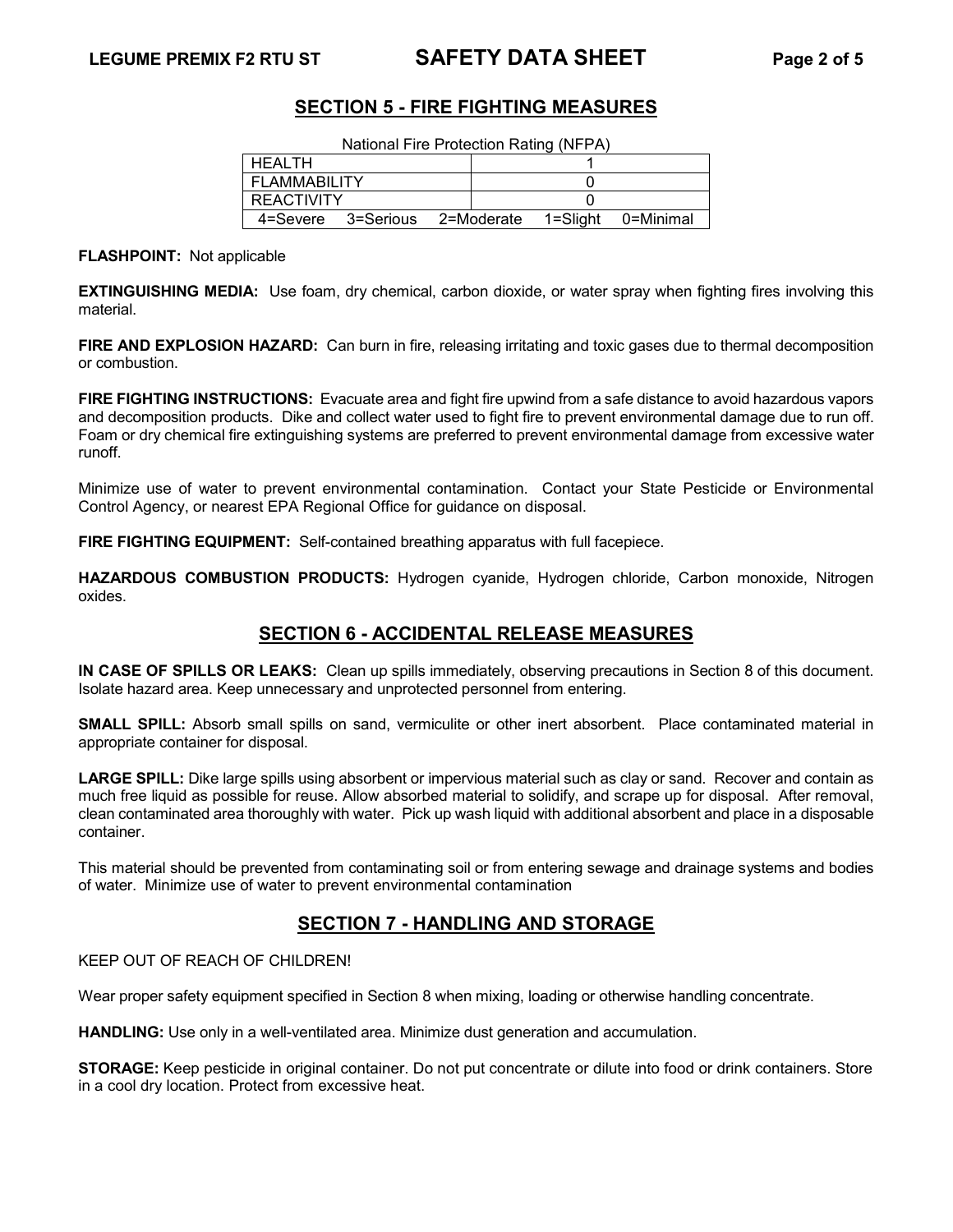## SECTION 5 - FIRE FIGHTING MEASURES

National Fire Protection Rating (NFPA)

| | |
|---|---|
| HEALTH | 1 |
| FLAMMABILITY | 0 |
| REACTIVITY | 0 |
| 4=Severe 3=Serious 2=Moderate 1=Slight 0=Minimal | |

**FLASHPOINT:** Not applicable

**EXTINGUISHING MEDIA:** Use foam, dry chemical, carbon dioxide, or water spray when fighting fires involving this material.

**FIRE AND EXPLOSION HAZARD:** Can burn in fire, releasing irritating and toxic gases due to thermal decomposition or combustion.

**FIRE FIGHTING INSTRUCTIONS:** Evacuate area and fight fire upwind from a safe distance to avoid hazardous vapors and decomposition products. Dike and collect water used to fight fire to prevent environmental damage due to run off. Foam or dry chemical fire extinguishing systems are preferred to prevent environmental damage from excessive water runoff.

Minimize use of water to prevent environmental contamination. Contact your State Pesticide or Environmental Control Agency, or nearest EPA Regional Office for guidance on disposal.

**FIRE FIGHTING EQUIPMENT:** Self-contained breathing apparatus with full facepiece.

**HAZARDOUS COMBUSTION PRODUCTS:** Hydrogen cyanide, Hydrogen chloride, Carbon monoxide, Nitrogen oxides.

## SECTION 6 - ACCIDENTAL RELEASE MEASURES

**IN CASE OF SPILLS OR LEAKS:** Clean up spills immediately, observing precautions in Section 8 of this document. Isolate hazard area. Keep unnecessary and unprotected personnel from entering.

**SMALL SPILL:** Absorb small spills on sand, vermiculite or other inert absorbent. Place contaminated material in appropriate container for disposal.

**LARGE SPILL:** Dike large spills using absorbent or impervious material such as clay or sand. Recover and contain as much free liquid as possible for reuse. Allow absorbed material to solidify, and scrape up for disposal. After removal, clean contaminated area thoroughly with water. Pick up wash liquid with additional absorbent and place in a disposable container.

This material should be prevented from contaminating soil or from entering sewage and drainage systems and bodies of water. Minimize use of water to prevent environmental contamination

## SECTION 7 - HANDLING AND STORAGE

KEEP OUT OF REACH OF CHILDREN!

Wear proper safety equipment specified in Section 8 when mixing, loading or otherwise handling concentrate.

**HANDLING:** Use only in a well-ventilated area. Minimize dust generation and accumulation.

**STORAGE:** Keep pesticide in original container. Do not put concentrate or dilute into food or drink containers. Store in a cool dry location. Protect from excessive heat.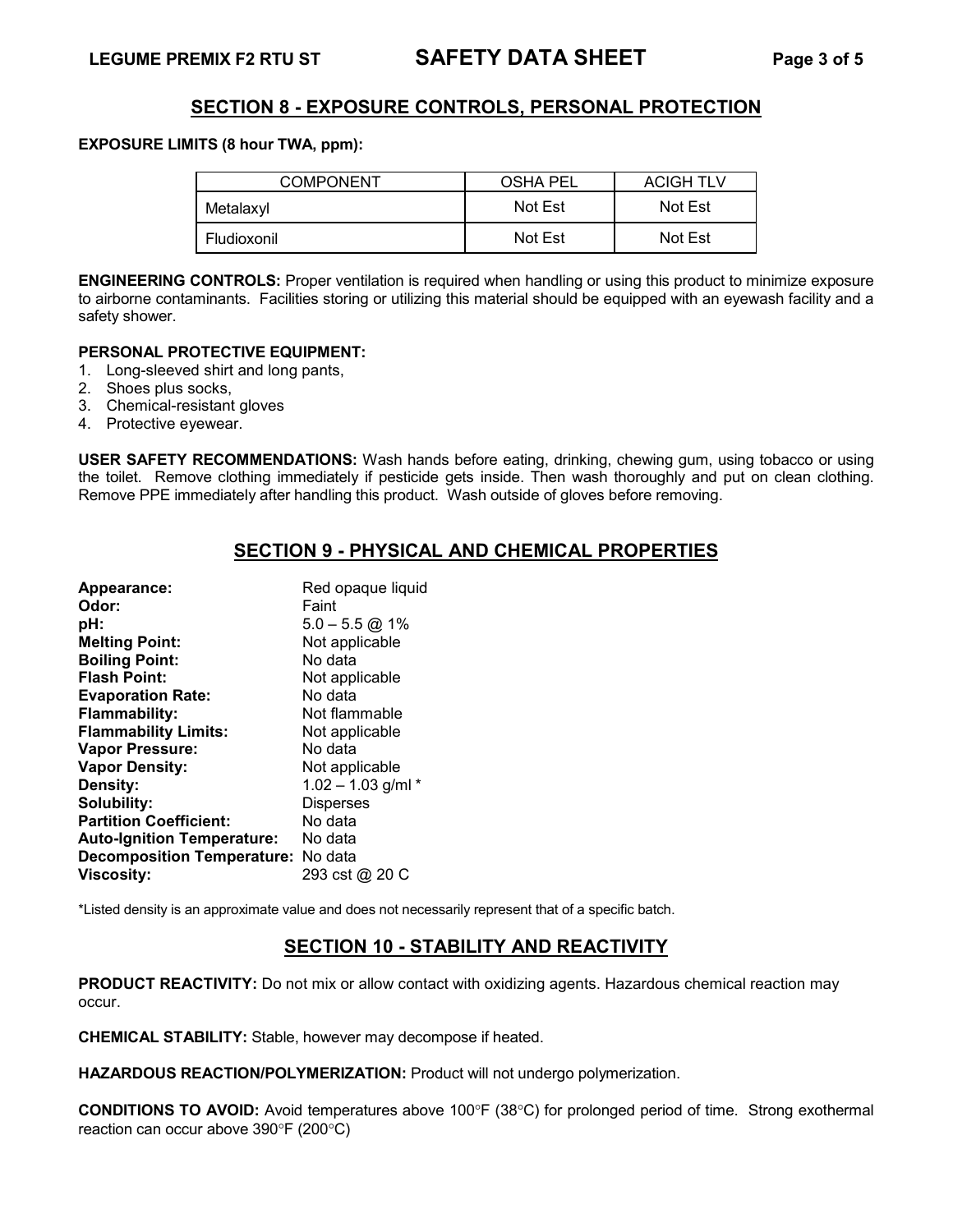## SECTION 8 - EXPOSURE CONTROLS, PERSONAL PROTECTION

**EXPOSURE LIMITS (8 hour TWA, ppm):**

| COMPONENT | OSHA PEL | ACIGH TLV |
|---|---|---|
| Metalaxyl | Not Est | Not Est |
| Fludioxonil | Not Est | Not Est |

**ENGINEERING CONTROLS:** Proper ventilation is required when handling or using this product to minimize exposure to airborne contaminants. Facilities storing or utilizing this material should be equipped with an eyewash facility and a safety shower.

**PERSONAL PROTECTIVE EQUIPMENT:**
1. Long-sleeved shirt and long pants,
2. Shoes plus socks,
3. Chemical-resistant gloves
4. Protective eyewear.

**USER SAFETY RECOMMENDATIONS:** Wash hands before eating, drinking, chewing gum, using tobacco or using the toilet. Remove clothing immediately if pesticide gets inside. Then wash thoroughly and put on clean clothing. Remove PPE immediately after handling this product. Wash outside of gloves before removing.

## SECTION 9 - PHYSICAL AND CHEMICAL PROPERTIES

**Appearance:** Red opaque liquid
**Odor:** Faint
**pH:** 5.0 – 5.5 @ 1%
**Melting Point:** Not applicable
**Boiling Point:** No data
**Flash Point:** Not applicable
**Evaporation Rate:** No data
**Flammability:** Not flammable
**Flammability Limits:** Not applicable
**Vapor Pressure:** No data
**Vapor Density:** Not applicable
**Density:** 1.02 – 1.03 g/ml *
**Solubility:** Disperses
**Partition Coefficient:** No data
**Auto-Ignition Temperature:** No data
**Decomposition Temperature:** No data
**Viscosity:** 293 cst @ 20 C

*Listed density is an approximate value and does not necessarily represent that of a specific batch.

## SECTION 10 - STABILITY AND REACTIVITY

**PRODUCT REACTIVITY:** Do not mix or allow contact with oxidizing agents. Hazardous chemical reaction may occur.

**CHEMICAL STABILITY:** Stable, however may decompose if heated.

**HAZARDOUS REACTION/POLYMERIZATION:** Product will not undergo polymerization.

**CONDITIONS TO AVOID:** Avoid temperatures above 100°F (38°C) for prolonged period of time. Strong exothermal reaction can occur above 390°F (200°C)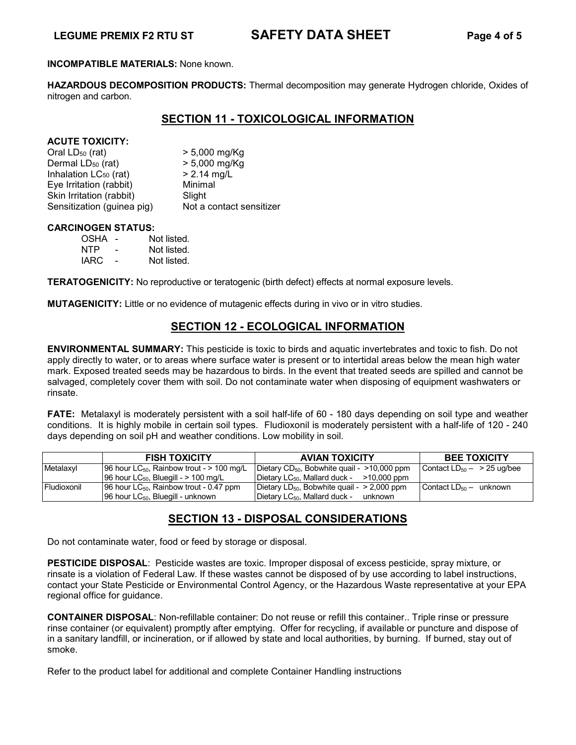**INCOMPATIBLE MATERIALS:** None known.

**HAZARDOUS DECOMPOSITION PRODUCTS:** Thermal decomposition may generate Hydrogen chloride, Oxides of nitrogen and carbon.

## SECTION 11 - TOXICOLOGICAL INFORMATION

**ACUTE TOXICITY:**

| | |
|---|---|
| Oral $LD_{50}$ (rat) | > 5,000 mg/Kg |
| Dermal $LD_{50}$ (rat) | > 5,000 mg/Kg |
| Inhalation $LC_{50}$ (rat) | > 2.14 mg/L |
| Eye Irritation (rabbit) | Minimal |
| Skin Irritation (rabbit) | Slight |
| Sensitization (guinea pig) | Not a contact sensitizer |

**CARCINOGEN STATUS:**

| | | |
|---|---|---|
| OSHA | - | Not listed. |
| NTP | - | Not listed. |
| IARC | - | Not listed. |

**TERATOGENICITY:** No reproductive or teratogenic (birth defect) effects at normal exposure levels.

**MUTAGENICITY:** Little or no evidence of mutagenic effects during in vivo or in vitro studies.

## SECTION 12 - ECOLOGICAL INFORMATION

**ENVIRONMENTAL SUMMARY:** This pesticide is toxic to birds and aquatic invertebrates and toxic to fish. Do not apply directly to water, or to areas where surface water is present or to intertidal areas below the mean high water mark. Exposed treated seeds may be hazardous to birds. In the event that treated seeds are spilled and cannot be salvaged, completely cover them with soil. Do not contaminate water when disposing of equipment washwaters or rinsate.

**FATE:** Metalaxyl is moderately persistent with a soil half-life of 60 - 180 days depending on soil type and weather conditions. It is highly mobile in certain soil types. Fludioxonil is moderately persistent with a half-life of 120 - 240 days depending on soil pH and weather conditions. Low mobility in soil.

| | FISH TOXICITY | AVIAN TOXICITY | BEE TOXICITY |
|---|---|---|---|
| Metalaxyl | 96 hour $LC_{50}$, Rainbow trout - > 100 mg/L<br>96 hour $LC_{50}$, Bluegill - > 100 mg/L | Dietary $CD_{50}$, Bobwhite quail - >10,000 ppm<br>Dietary $LC_{50}$, Mallard duck - >10,000 ppm | Contact $LD_{50}$ – > 25 ug/bee |
| Fludioxonil | 96 hour $LC_{50}$, Rainbow trout - 0.47 ppm<br>96 hour $LC_{50}$, Bluegill - unknown | Dietary $LD_{50}$, Bobwhite quail - > 2,000 ppm<br>Dietary $LC_{50}$, Mallard duck - unknown | Contact $LD_{50}$ – unknown |

## SECTION 13 - DISPOSAL CONSIDERATIONS

Do not contaminate water, food or feed by storage or disposal.

**PESTICIDE DISPOSAL**: Pesticide wastes are toxic. Improper disposal of excess pesticide, spray mixture, or rinsate is a violation of Federal Law. If these wastes cannot be disposed of by use according to label instructions, contact your State Pesticide or Environmental Control Agency, or the Hazardous Waste representative at your EPA regional office for guidance.

**CONTAINER DISPOSAL**: Non-refillable container: Do not reuse or refill this container.. Triple rinse or pressure rinse container (or equivalent) promptly after emptying. Offer for recycling, if available or puncture and dispose of in a sanitary landfill, or incineration, or if allowed by state and local authorities, by burning. If burned, stay out of smoke.

Refer to the product label for additional and complete Container Handling instructions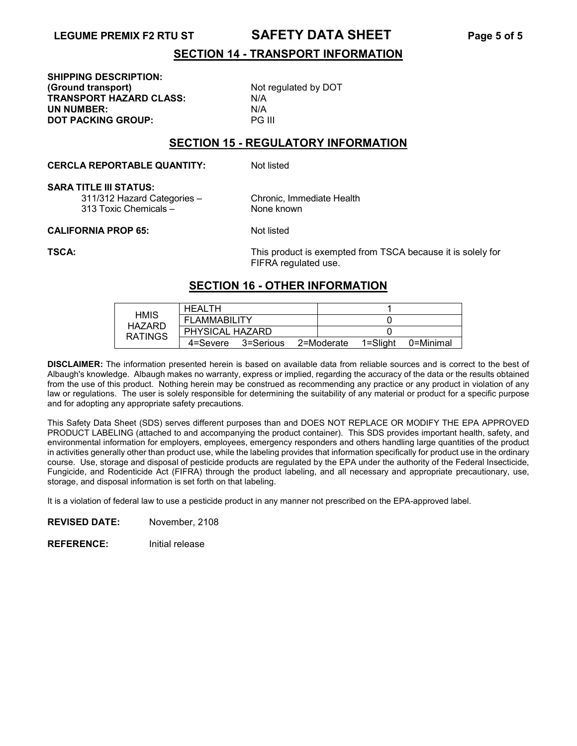## SECTION 14 - TRANSPORT INFORMATION

**SHIPPING DESCRIPTION:**
**(Ground transport)** Not regulated by DOT
**TRANSPORT HAZARD CLASS:** N/A
**UN NUMBER:** N/A
**DOT PACKING GROUP:** PG III

## SECTION 15 - REGULATORY INFORMATION

**CERCLA REPORTABLE QUANTITY:** Not listed

**SARA TITLE III STATUS:**
311/312 Hazard Categories – Chronic, Immediate Health
313 Toxic Chemicals – None known

**CALIFORNIA PROP 65:** Not listed

**TSCA:** This product is exempted from TSCA because it is solely for FIFRA regulated use.

## SECTION 16 - OTHER INFORMATION

| | | |
|---|---|---|
| HMIS HAZARD RATINGS | HEALTH | 1 |
| | FLAMMABILITY | 0 |
| | PHYSICAL HAZARD | 0 |
| | 4=Severe 3=Serious 2=Moderate 1=Slight 0=Minimal | |

**DISCLAIMER:** The information presented herein is based on available data from reliable sources and is correct to the best of Albaugh's knowledge. Albaugh makes no warranty, express or implied, regarding the accuracy of the data or the results obtained from the use of this product. Nothing herein may be construed as recommending any practice or any product in violation of any law or regulations. The user is solely responsible for determining the suitability of any material or product for a specific purpose and for adopting any appropriate safety precautions.

This Safety Data Sheet (SDS) serves different purposes than and DOES NOT REPLACE OR MODIFY THE EPA APPROVED PRODUCT LABELING (attached to and accompanying the product container). This SDS provides important health, safety, and environmental information for employers, employees, emergency responders and others handling large quantities of the product in activities generally other than product use, while the labeling provides that information specifically for product use in the ordinary course. Use, storage and disposal of pesticide products are regulated by the EPA under the authority of the Federal Insecticide, Fungicide, and Rodenticide Act (FIFRA) through the product labeling, and all necessary and appropriate precautionary, use, storage, and disposal information is set forth on that labeling.

It is a violation of federal law to use a pesticide product in any manner not prescribed on the EPA-approved label.

**REVISED DATE:** November, 2108

**REFERENCE:** Initial release